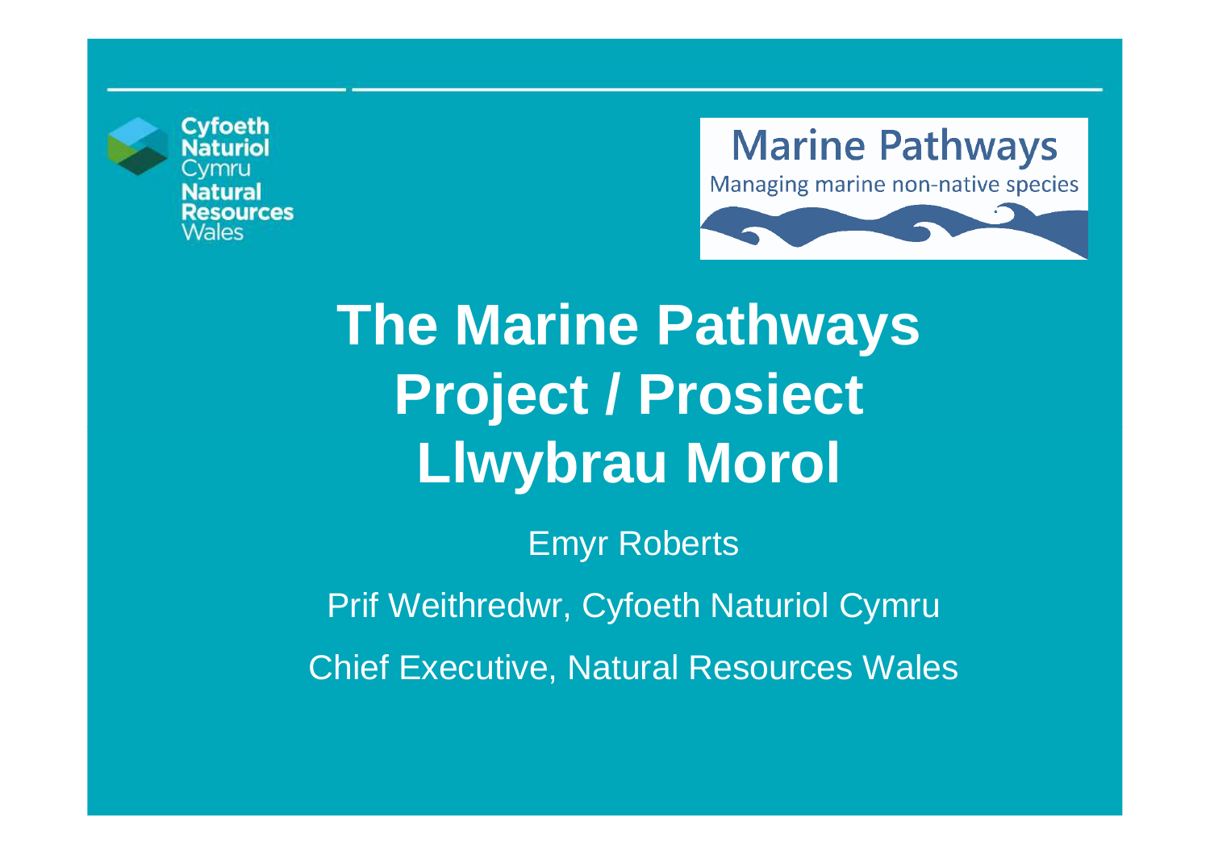Cyfoeth Naturiol Cymru
Natural Resources Wales

Marine Pathways
Managing marine non-native species

# The Marine Pathways Project / Prosiect Llwybrau Morol

Emyr Roberts

Prif Weithredwr, Cyfoeth Naturiol Cymru

Chief Executive, Natural Resources Wales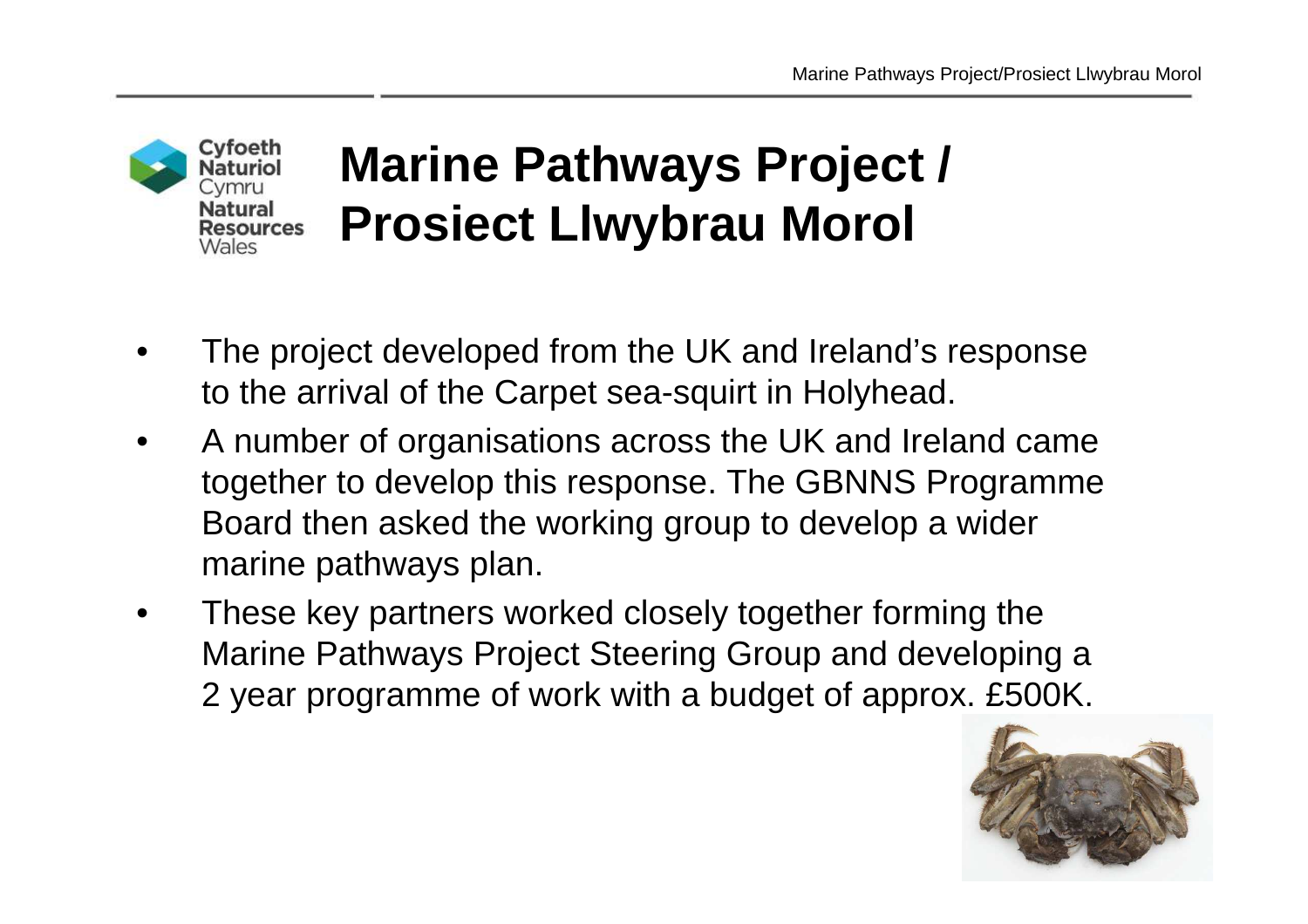# Marine Pathways Project / Prosiect Llwybrau Morol

- The project developed from the UK and Ireland's response to the arrival of the Carpet sea-squirt in Holyhead.
- A number of organisations across the UK and Ireland came together to develop this response. The GBNNS Programme Board then asked the working group to develop a wider marine pathways plan.
- These key partners worked closely together forming the Marine Pathways Project Steering Group and developing a 2 year programme of work with a budget of approx. £500K.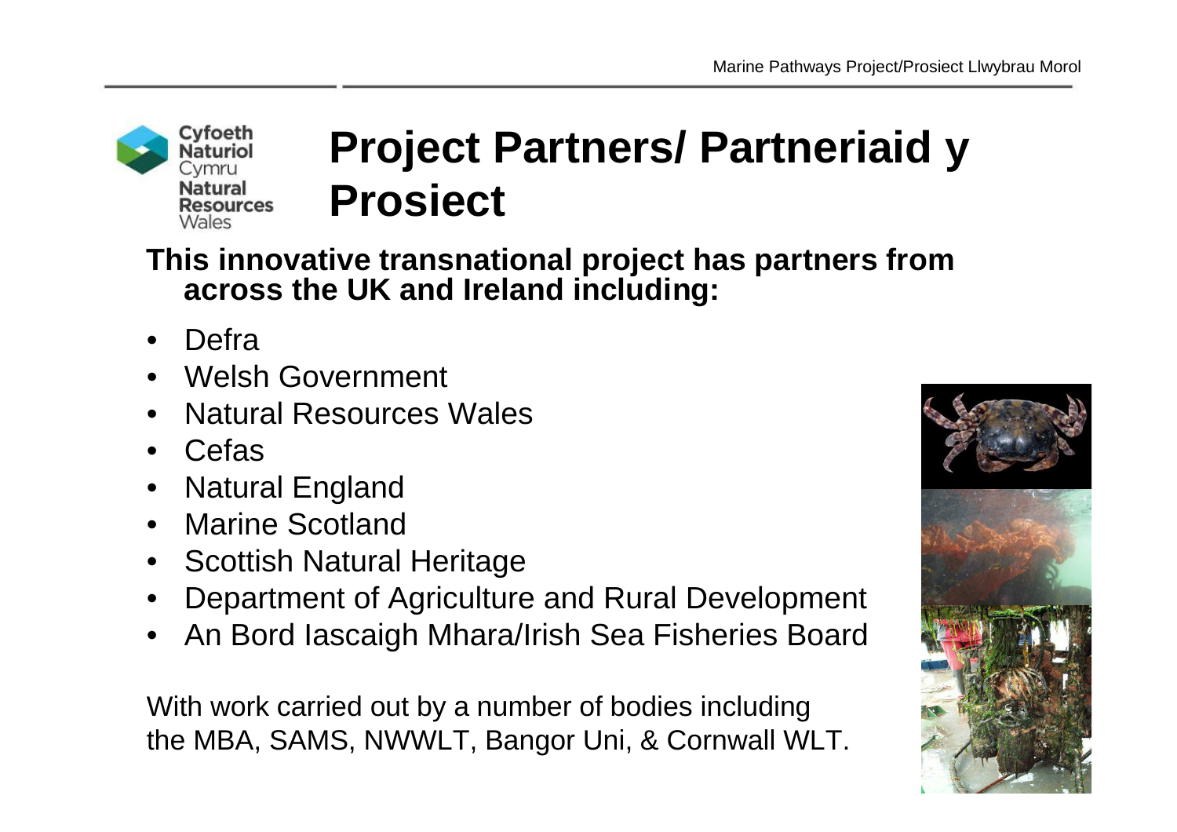# Project Partners/ Partneriaid y Prosiect

**This innovative transnational project has partners from across the UK and Ireland including:**

- Defra
- Welsh Government
- Natural Resources Wales
- Cefas
- Natural England
- Marine Scotland
- Scottish Natural Heritage
- Department of Agriculture and Rural Development
- An Bord Iascaigh Mhara/Irish Sea Fisheries Board

With work carried out by a number of bodies including the MBA, SAMS, NWWLT, Bangor Uni, & Cornwall WLT.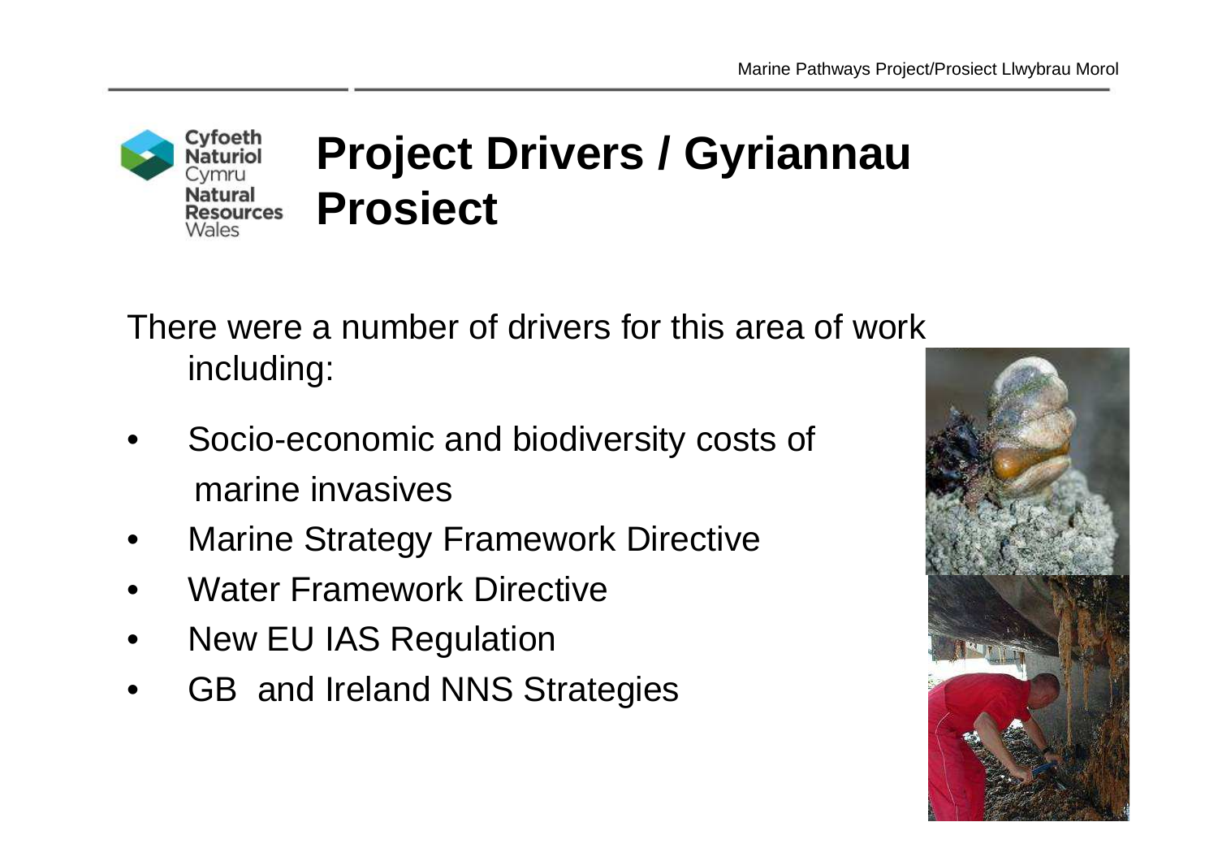# Project Drivers / Gyriannau Prosiect

There were a number of drivers for this area of work including:

- Socio-economic and biodiversity costs of marine invasives
- Marine Strategy Framework Directive
- Water Framework Directive
- New EU IAS Regulation
- GB and Ireland NNS Strategies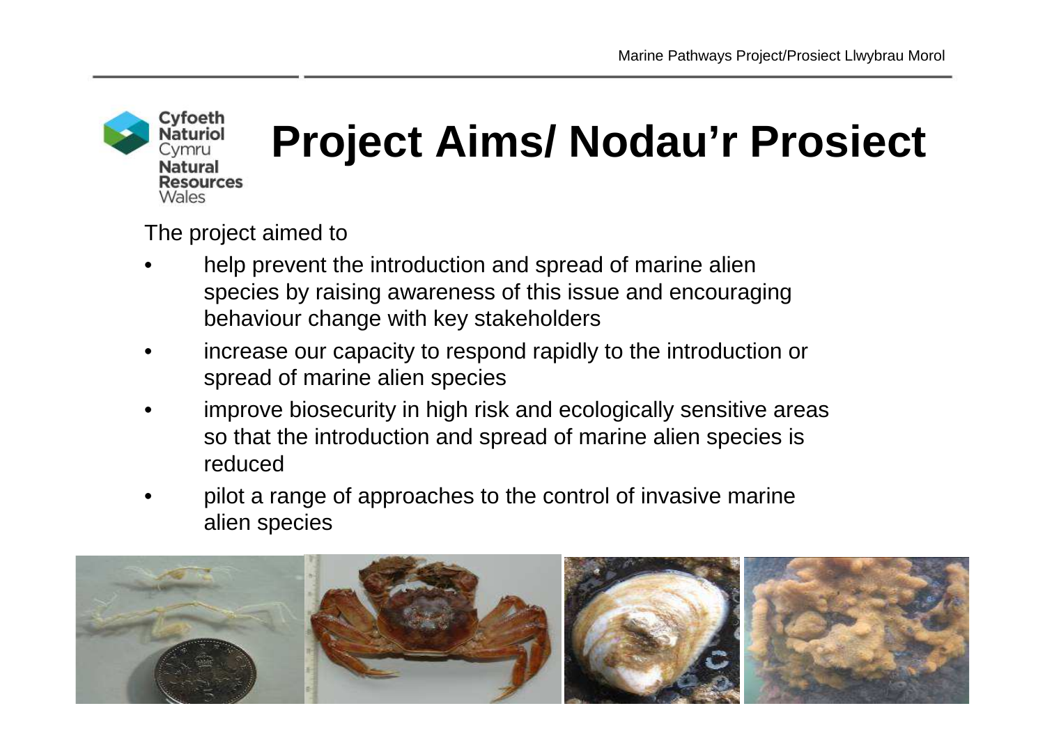# Project Aims/ Nodau'r Prosiect

The project aimed to

- help prevent the introduction and spread of marine alien species by raising awareness of this issue and encouraging behaviour change with key stakeholders
- increase our capacity to respond rapidly to the introduction or spread of marine alien species
- improve biosecurity in high risk and ecologically sensitive areas so that the introduction and spread of marine alien species is reduced
- pilot a range of approaches to the control of invasive marine alien species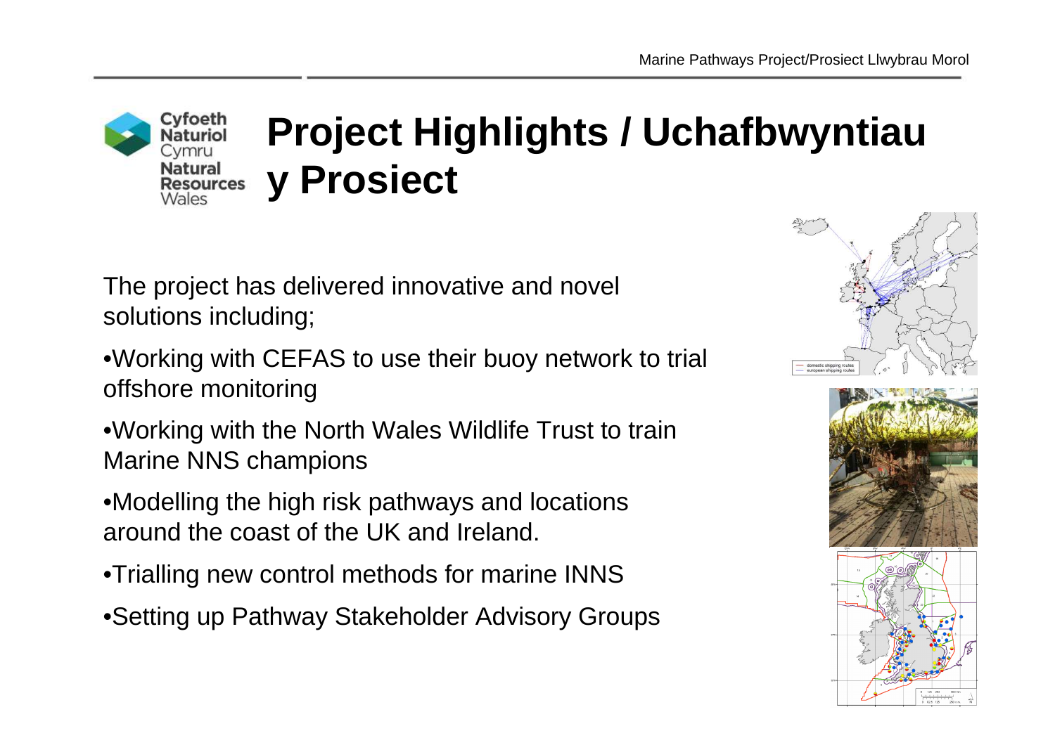# Project Highlights / Uchafbwyntiau y Prosiect

The project has delivered innovative and novel solutions including;

- Working with CEFAS to use their buoy network to trial offshore monitoring
- Working with the North Wales Wildlife Trust to train Marine NNS champions
- Modelling the high risk pathways and locations around the coast of the UK and Ireland.
- Trialling new control methods for marine INNS
- Setting up Pathway Stakeholder Advisory Groups